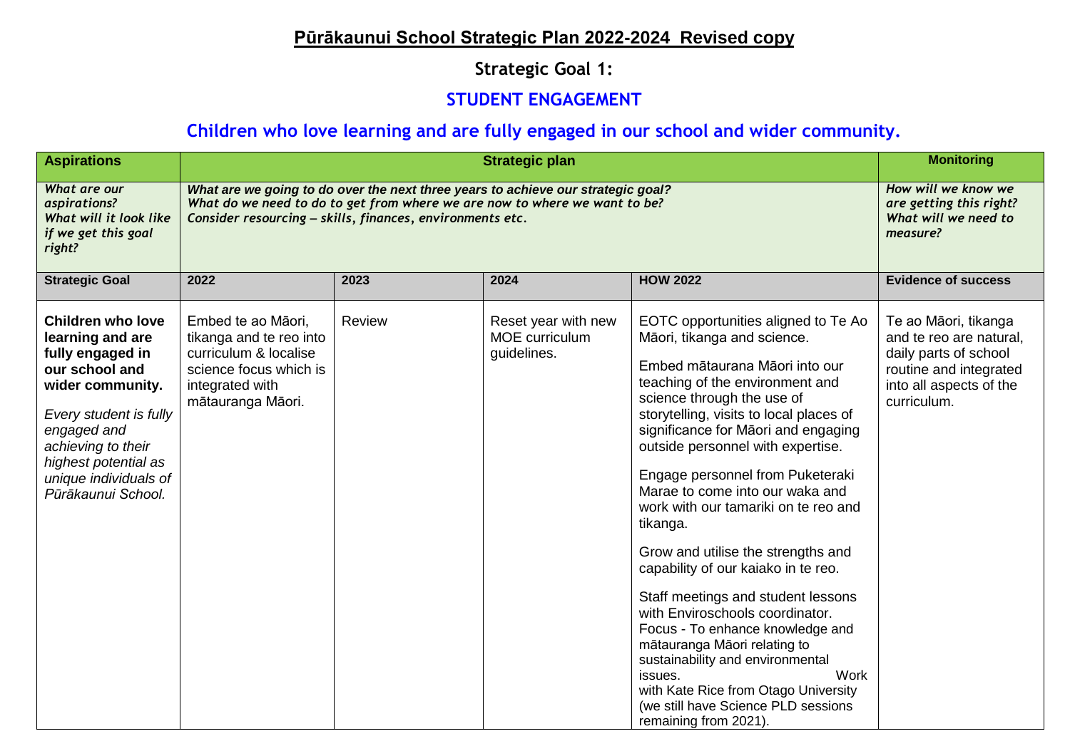# Pūrākaunui School Strategic Plan 2022-2024 Revised copy

## Strategic Goal 1:

## STUDENT ENGAGEMENT

## Children who love learning and are fully engaged in our school and wider community.

| **Aspirations** | **Strategic plan** | | | | **Monitoring** |
|---|---|---|---|---|---|
| ***What are our aspirations? What will it look like if we get this goal right?*** | ***What are we going to do over the next three years to achieve our strategic goal? What do we need to do to get from where we are now to where we want to be? Consider resourcing – skills, finances, environments etc.*** | | | | ***How will we know we are getting this right? What will we need to measure?*** |
| **Strategic Goal** | **2022** | **2023** | **2024** | **HOW 2022** | **Evidence of success** |
| **Children who love learning and are fully engaged in our school and wider community.** *Every student is fully engaged and achieving to their highest potential as unique individuals of Pūrākaunui School.* | Embed te ao Māori, tikanga and te reo into curriculum & localise science focus which is integrated with mātauranga Māori. | Review | Reset year with new MOE curriculum guidelines. | EOTC opportunities aligned to Te Ao Māori, tikanga and science.<br><br>Embed mātaurana Māori into our teaching of the environment and science through the use of storytelling, visits to local places of significance for Māori and engaging outside personnel with expertise.<br><br>Engage personnel from Puketeraki Marae to come into our waka and work with our tamariki on te reo and tikanga.<br><br>Grow and utilise the strengths and capability of our kaiako in te reo.<br><br>Staff meetings and student lessons with Enviroschools coordinator. Focus - To enhance knowledge and mātauranga Māori relating to sustainability and environmental issues. Work with Kate Rice from Otago University (we still have Science PLD sessions remaining from 2021). | Te ao Māori, tikanga and te reo are natural, daily parts of school routine and integrated into all aspects of the curriculum. |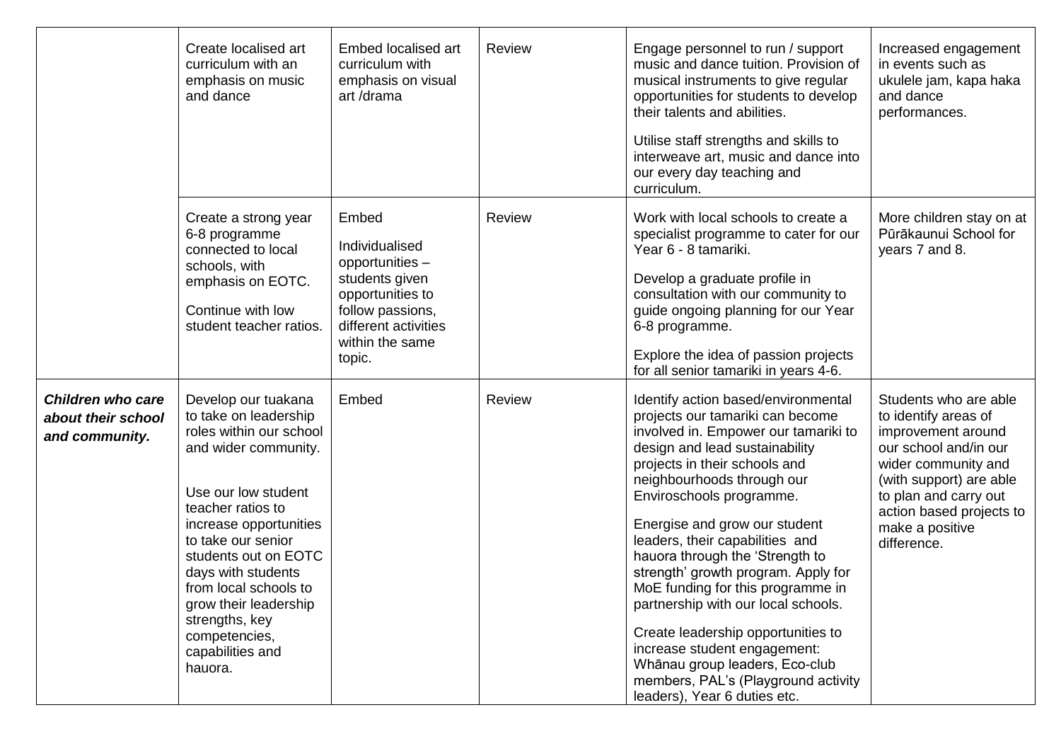| | | | | | |
|---|---|---|---|---|---|
| | Create localised art curriculum with an emphasis on music and dance | Embed localised art curriculum with emphasis on visual art /drama | Review | Engage personnel to run / support music and dance tuition. Provision of musical instruments to give regular opportunities for students to develop their talents and abilities.<br><br>Utilise staff strengths and skills to interweave art, music and dance into our every day teaching and curriculum. | Increased engagement in events such as ukulele jam, kapa haka and dance performances. |
| | Create a strong year 6-8 programme connected to local schools, with emphasis on EOTC.<br><br>Continue with low student teacher ratios. | Embed<br><br>Individualised opportunities – students given opportunities to follow passions, different activities within the same topic. | Review | Work with local schools to create a specialist programme to cater for our Year 6 - 8 tamariki.<br><br>Develop a graduate profile in consultation with our community to guide ongoing planning for our Year 6-8 programme.<br><br>Explore the idea of passion projects for all senior tamariki in years 4-6. | More children stay on at Pūrākaunui School for years 7 and 8. |
| ***Children who care about their school and community.*** | Develop our tuakana to take on leadership roles within our school and wider community.<br><br>Use our low student teacher ratios to increase opportunities to take our senior students out on EOTC days with students from local schools to grow their leadership strengths, key competencies, capabilities and hauora. | Embed | Review | Identify action based/environmental projects our tamariki can become involved in. Empower our tamariki to design and lead sustainability projects in their schools and neighbourhoods through our Enviroschools programme.<br><br>Energise and grow our student leaders, their capabilities and hauora through the 'Strength to strength' growth program. Apply for MoE funding for this programme in partnership with our local schools.<br><br>Create leadership opportunities to increase student engagement: Whānau group leaders, Eco-club members, PAL's (Playground activity leaders), Year 6 duties etc. | Students who are able to identify areas of improvement around our school and/in our wider community and (with support) are able to plan and carry out action based projects to make a positive difference. |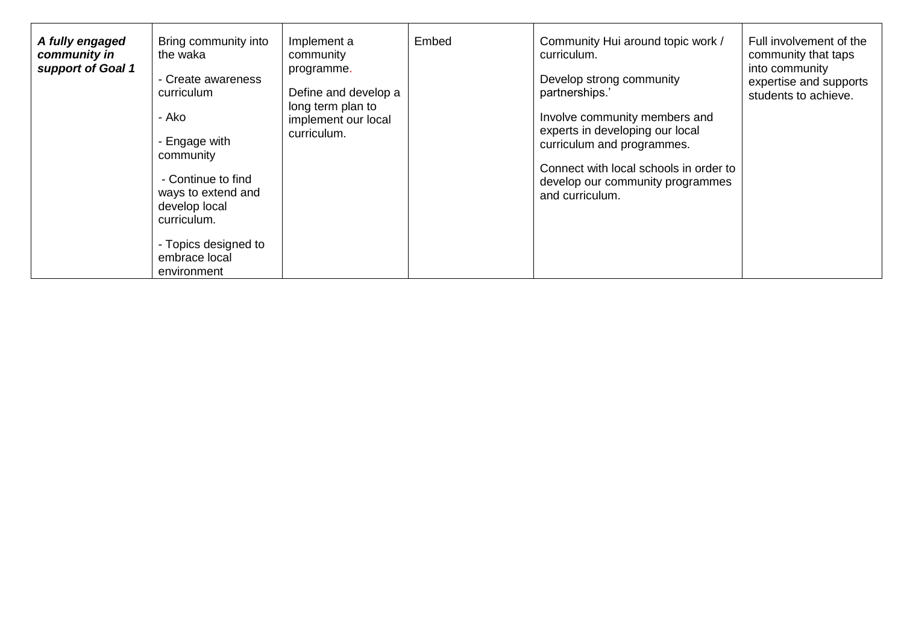| | | | | | |
|---|---|---|---|---|---|
| ***A fully engaged community in support of Goal 1*** | Bring community into the waka<br><br>- Create awareness curriculum<br><br>- Ako<br><br>- Engage with community<br><br>- Continue to find ways to extend and develop local curriculum.<br><br>- Topics designed to embrace local environment | Implement a community programme.<br><br>Define and develop a long term plan to implement our local curriculum. | Embed | Community Hui around topic work / curriculum.<br><br>Develop strong community partnerships.'<br><br>Involve community members and experts in developing our local curriculum and programmes.<br><br>Connect with local schools in order to develop our community programmes and curriculum. | Full involvement of the community that taps into community expertise and supports students to achieve. |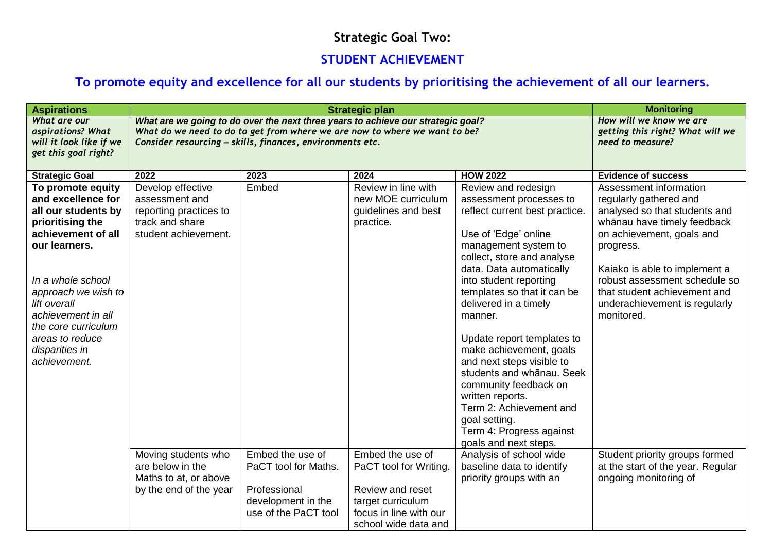# Strategic Goal Two:

## STUDENT ACHIEVEMENT

## To promote equity and excellence for all our students by prioritising the achievement of all our learners.

| Aspirations | Strategic plan | | | | Monitoring |
|---|---|---|---|---|---|
| *What are our aspirations? What will it look like if we get this goal right?* | *What are we going to do over the next three years to achieve our strategic goal? What do we need to do to get from where we are now to where we want to be? Consider resourcing – skills, finances, environments etc.* | | | | *How will we know we are getting this right? What will we need to measure?* |
| **Strategic Goal** | **2022** | **2023** | **2024** | **HOW 2022** | **Evidence of success** |
| **To promote equity and excellence for all our students by prioritising the achievement of all our learners.**<br><br>*In a whole school approach we wish to lift overall achievement in all the core curriculum areas to reduce disparities in achievement.* | Develop effective assessment and reporting practices to track and share student achievement. | Embed | Review in line with new MOE curriculum guidelines and best practice. | Review and redesign assessment processes to reflect current best practice.<br><br>Use of 'Edge' online management system to collect, store and analyse data. Data automatically into student reporting templates so that it can be delivered in a timely manner.<br><br>Update report templates to make achievement, goals and next steps visible to students and whānau. Seek community feedback on written reports.<br>Term 2: Achievement and goal setting.<br>Term 4: Progress against goals and next steps. | Assessment information regularly gathered and analysed so that students and whānau have timely feedback on achievement, goals and progress.<br><br>Kaiako is able to implement a robust assessment schedule so that student achievement and underachievement is regularly monitored. |
| | Moving students who are below in the Maths to at, or above by the end of the year | Embed the use of PaCT tool for Maths.<br><br>Professional development in the use of the PaCT tool | Embed the use of PaCT tool for Writing.<br><br>Review and reset target curriculum focus in line with our school wide data and | Analysis of school wide baseline data to identify priority groups with an | Student priority groups formed at the start of the year. Regular ongoing monitoring of |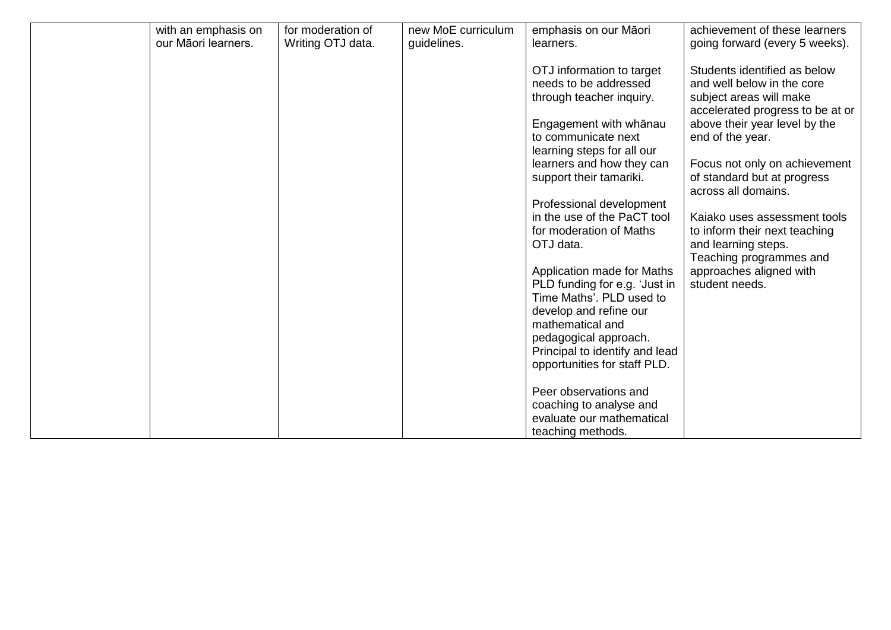| | | | | | |
|---|---|---|---|---|---|
| | with an emphasis on our Māori learners. | for moderation of Writing OTJ data. | new MoE curriculum guidelines. | emphasis on our Māori learners.<br><br>OTJ information to target needs to be addressed through teacher inquiry.<br><br>Engagement with whānau to communicate next learning steps for all our learners and how they can support their tamariki.<br><br>Professional development in the use of the PaCT tool for moderation of Maths OTJ data.<br><br>Application made for Maths PLD funding for e.g. 'Just in Time Maths'. PLD used to develop and refine our mathematical and pedagogical approach. Principal to identify and lead opportunities for staff PLD.<br><br>Peer observations and coaching to analyse and evaluate our mathematical teaching methods. | achievement of these learners going forward (every 5 weeks).<br><br>Students identified as below and well below in the core subject areas will make accelerated progress to be at or above their year level by the end of the year.<br><br>Focus not only on achievement of standard but at progress across all domains.<br><br>Kaiako uses assessment tools to inform their next teaching and learning steps. Teaching programmes and approaches aligned with student needs. |